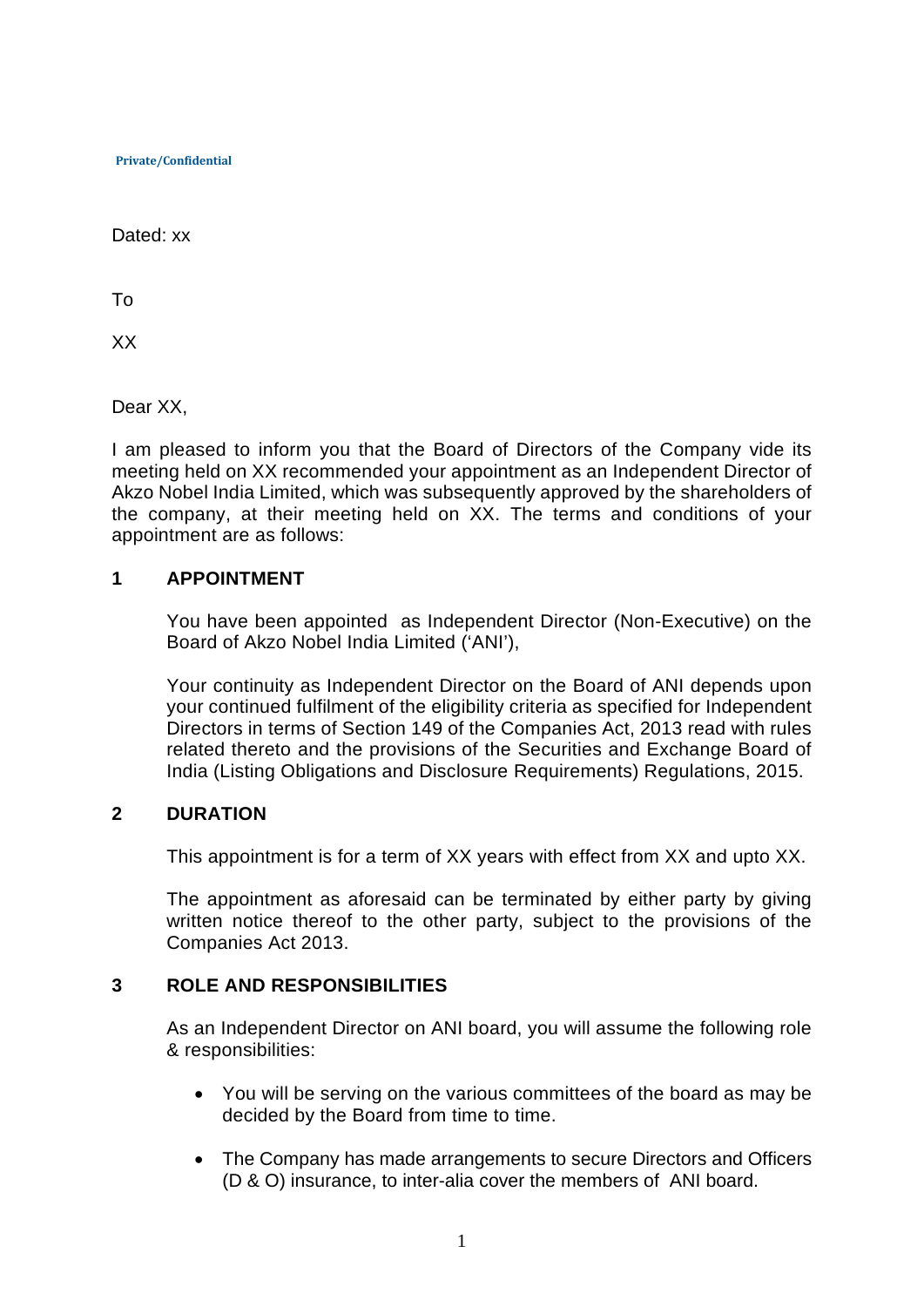**Private/Confidential**

Dated: xx

To

XX

Dear XX,

I am pleased to inform you that the Board of Directors of the Company vide its meeting held on XX recommended your appointment as an Independent Director of Akzo Nobel India Limited, which was subsequently approved by the shareholders of the company, at their meeting held on XX. The terms and conditions of your appointment are as follows:

## 1 APPOINTMENT

You have been appointed as Independent Director (Non-Executive) on the Board of Akzo Nobel India Limited ('ANI'),

Your continuity as Independent Director on the Board of ANI depends upon your continued fulfilment of the eligibility criteria as specified for Independent Directors in terms of Section 149 of the Companies Act, 2013 read with rules related thereto and the provisions of the Securities and Exchange Board of India (Listing Obligations and Disclosure Requirements) Regulations, 2015.

## 2 DURATION

This appointment is for a term of XX years with effect from XX and upto XX.

The appointment as aforesaid can be terminated by either party by giving written notice thereof to the other party, subject to the provisions of the Companies Act 2013.

## 3 ROLE AND RESPONSIBILITIES

As an Independent Director on ANI board, you will assume the following role & responsibilities:

- You will be serving on the various committees of the board as may be decided by the Board from time to time.
- The Company has made arrangements to secure Directors and Officers (D & O) insurance, to inter-alia cover the members of ANI board.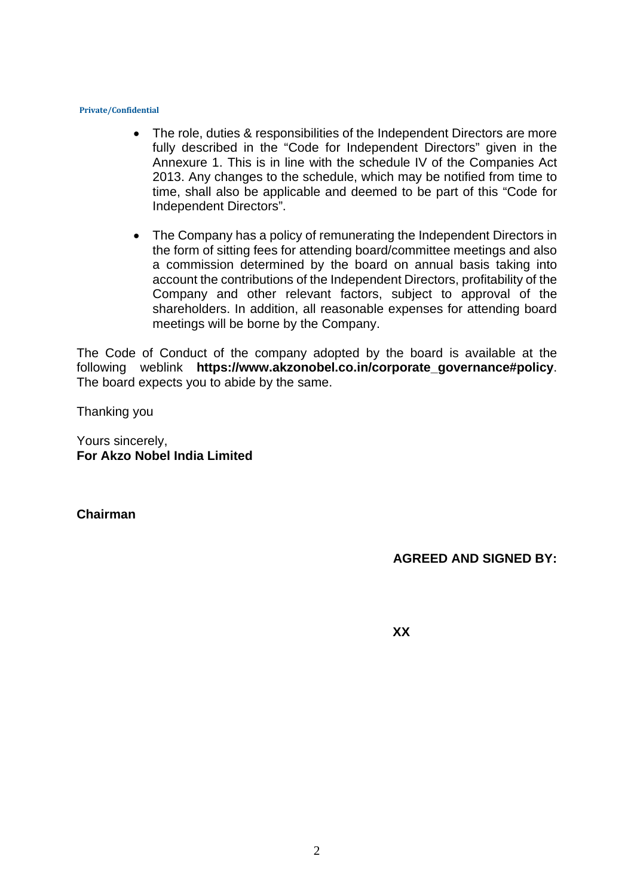Private/Confidential

- The role, duties & responsibilities of the Independent Directors are more fully described in the “Code for Independent Directors” given in the Annexure 1. This is in line with the schedule IV of the Companies Act 2013. Any changes to the schedule, which may be notified from time to time, shall also be applicable and deemed to be part of this “Code for Independent Directors”.

- The Company has a policy of remunerating the Independent Directors in the form of sitting fees for attending board/committee meetings and also a commission determined by the board on annual basis taking into account the contributions of the Independent Directors, profitability of the Company and other relevant factors, subject to approval of the shareholders. In addition, all reasonable expenses for attending board meetings will be borne by the Company.

The Code of Conduct of the company adopted by the board is available at the following weblink **https://www.akzonobel.co.in/corporate_governance#policy**. The board expects you to abide by the same.

Thanking you

Yours sincerely,
**For Akzo Nobel India Limited**

**Chairman**

**AGREED AND SIGNED BY:**

**XX**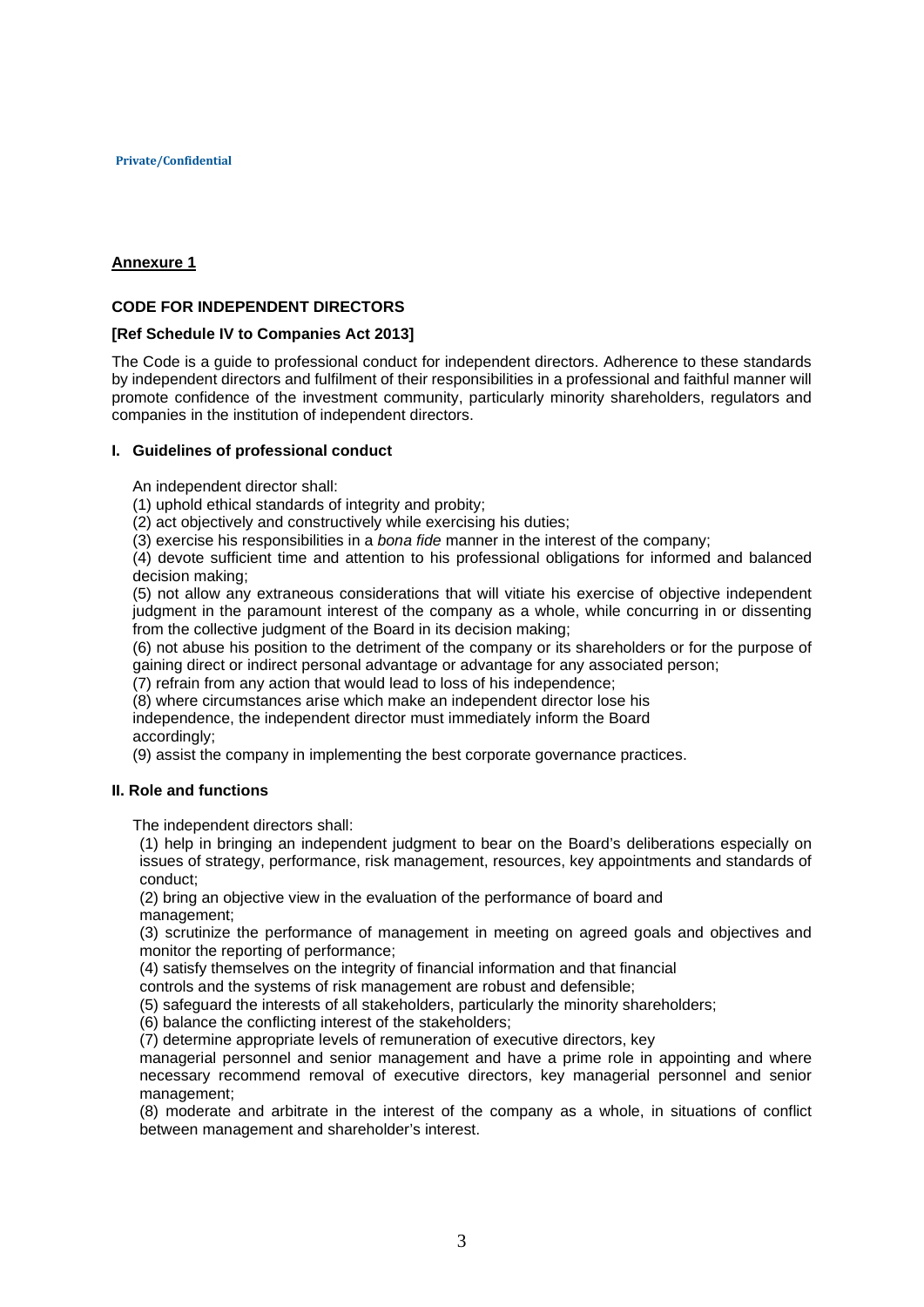**Private/Confidential**

## Annexure 1

### CODE FOR INDEPENDENT DIRECTORS

**[Ref Schedule IV to Companies Act 2013]**

The Code is a guide to professional conduct for independent directors. Adherence to these standards by independent directors and fulfilment of their responsibilities in a professional and faithful manner will promote confidence of the investment community, particularly minority shareholders, regulators and companies in the institution of independent directors.

### I. Guidelines of professional conduct

An independent director shall:

(1) uphold ethical standards of integrity and probity;

(2) act objectively and constructively while exercising his duties;

(3) exercise his responsibilities in a *bona fide* manner in the interest of the company;

(4) devote sufficient time and attention to his professional obligations for informed and balanced decision making;

(5) not allow any extraneous considerations that will vitiate his exercise of objective independent judgment in the paramount interest of the company as a whole, while concurring in or dissenting from the collective judgment of the Board in its decision making;

(6) not abuse his position to the detriment of the company or its shareholders or for the purpose of gaining direct or indirect personal advantage or advantage for any associated person;

(7) refrain from any action that would lead to loss of his independence;

(8) where circumstances arise which make an independent director lose his independence, the independent director must immediately inform the Board accordingly;

(9) assist the company in implementing the best corporate governance practices.

### II. Role and functions

The independent directors shall:

(1) help in bringing an independent judgment to bear on the Board's deliberations especially on issues of strategy, performance, risk management, resources, key appointments and standards of conduct;

(2) bring an objective view in the evaluation of the performance of board and management;

(3) scrutinize the performance of management in meeting on agreed goals and objectives and monitor the reporting of performance;

(4) satisfy themselves on the integrity of financial information and that financial controls and the systems of risk management are robust and defensible;

(5) safeguard the interests of all stakeholders, particularly the minority shareholders;

(6) balance the conflicting interest of the stakeholders;

(7) determine appropriate levels of remuneration of executive directors, key managerial personnel and senior management and have a prime role in appointing and where necessary recommend removal of executive directors, key managerial personnel and senior management;

(8) moderate and arbitrate in the interest of the company as a whole, in situations of conflict between management and shareholder's interest.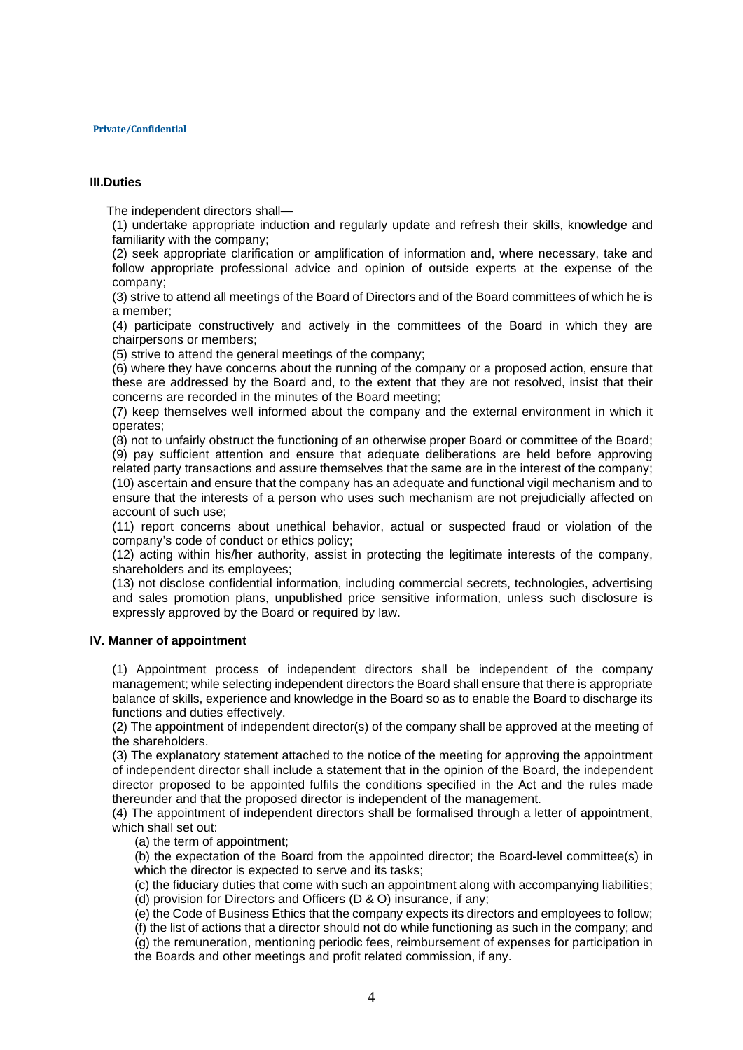Private/Confidential

## III.Duties

The independent directors shall—

(1) undertake appropriate induction and regularly update and refresh their skills, knowledge and familiarity with the company;

(2) seek appropriate clarification or amplification of information and, where necessary, take and follow appropriate professional advice and opinion of outside experts at the expense of the company;

(3) strive to attend all meetings of the Board of Directors and of the Board committees of which he is a member;

(4) participate constructively and actively in the committees of the Board in which they are chairpersons or members;

(5) strive to attend the general meetings of the company;

(6) where they have concerns about the running of the company or a proposed action, ensure that these are addressed by the Board and, to the extent that they are not resolved, insist that their concerns are recorded in the minutes of the Board meeting;

(7) keep themselves well informed about the company and the external environment in which it operates;

(8) not to unfairly obstruct the functioning of an otherwise proper Board or committee of the Board;

(9) pay sufficient attention and ensure that adequate deliberations are held before approving related party transactions and assure themselves that the same are in the interest of the company;

(10) ascertain and ensure that the company has an adequate and functional vigil mechanism and to ensure that the interests of a person who uses such mechanism are not prejudicially affected on account of such use;

(11) report concerns about unethical behavior, actual or suspected fraud or violation of the company's code of conduct or ethics policy;

(12) acting within his/her authority, assist in protecting the legitimate interests of the company, shareholders and its employees;

(13) not disclose confidential information, including commercial secrets, technologies, advertising and sales promotion plans, unpublished price sensitive information, unless such disclosure is expressly approved by the Board or required by law.

## IV. Manner of appointment

(1) Appointment process of independent directors shall be independent of the company management; while selecting independent directors the Board shall ensure that there is appropriate balance of skills, experience and knowledge in the Board so as to enable the Board to discharge its functions and duties effectively.

(2) The appointment of independent director(s) of the company shall be approved at the meeting of the shareholders.

(3) The explanatory statement attached to the notice of the meeting for approving the appointment of independent director shall include a statement that in the opinion of the Board, the independent director proposed to be appointed fulfils the conditions specified in the Act and the rules made thereunder and that the proposed director is independent of the management.

(4) The appointment of independent directors shall be formalised through a letter of appointment, which shall set out:

(a) the term of appointment;

(b) the expectation of the Board from the appointed director; the Board-level committee(s) in which the director is expected to serve and its tasks;

(c) the fiduciary duties that come with such an appointment along with accompanying liabilities;

(d) provision for Directors and Officers (D & O) insurance, if any;

(e) the Code of Business Ethics that the company expects its directors and employees to follow;

(f) the list of actions that a director should not do while functioning as such in the company; and

(g) the remuneration, mentioning periodic fees, reimbursement of expenses for participation in the Boards and other meetings and profit related commission, if any.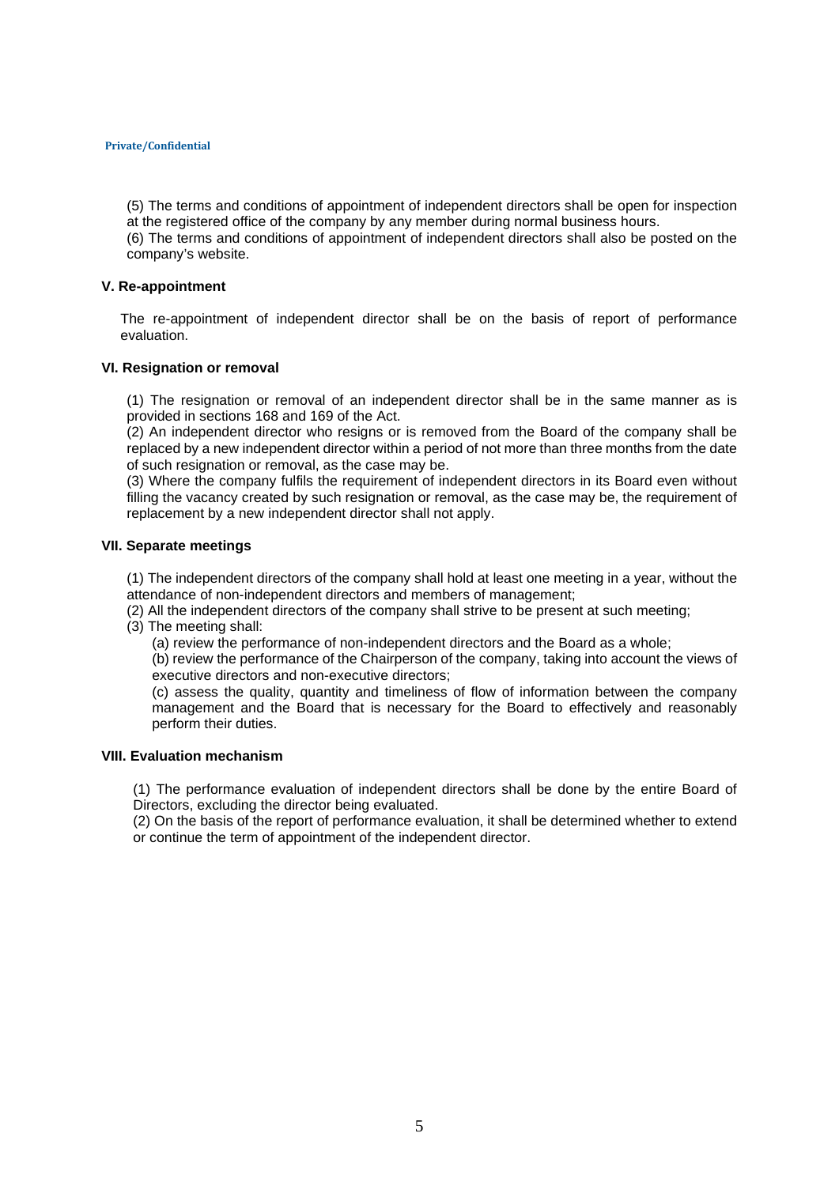(5) The terms and conditions of appointment of independent directors shall be open for inspection at the registered office of the company by any member during normal business hours.

(6) The terms and conditions of appointment of independent directors shall also be posted on the company's website.

### V. Re-appointment

The re-appointment of independent director shall be on the basis of report of performance evaluation.

### VI. Resignation or removal

(1) The resignation or removal of an independent director shall be in the same manner as is provided in sections 168 and 169 of the Act.

(2) An independent director who resigns or is removed from the Board of the company shall be replaced by a new independent director within a period of not more than three months from the date of such resignation or removal, as the case may be.

(3) Where the company fulfils the requirement of independent directors in its Board even without filling the vacancy created by such resignation or removal, as the case may be, the requirement of replacement by a new independent director shall not apply.

### VII. Separate meetings

(1) The independent directors of the company shall hold at least one meeting in a year, without the attendance of non-independent directors and members of management;

(2) All the independent directors of the company shall strive to be present at such meeting;

(3) The meeting shall:

(a) review the performance of non-independent directors and the Board as a whole;

(b) review the performance of the Chairperson of the company, taking into account the views of executive directors and non-executive directors;

(c) assess the quality, quantity and timeliness of flow of information between the company management and the Board that is necessary for the Board to effectively and reasonably perform their duties.

### VIII. Evaluation mechanism

(1) The performance evaluation of independent directors shall be done by the entire Board of Directors, excluding the director being evaluated.

(2) On the basis of the report of performance evaluation, it shall be determined whether to extend or continue the term of appointment of the independent director.